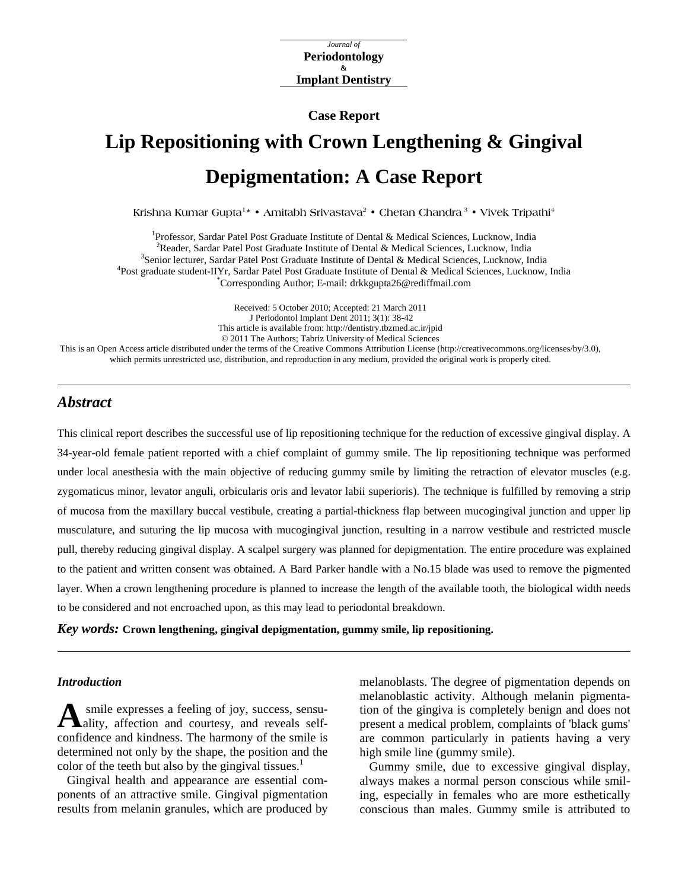Journal of
**Periodontology**
&
**Implant Dentistry**

**Case Report**

# Lip Repositioning with Crown Lengthening & Gingival Depigmentation: A Case Report

Krishna Kumar Gupta[1]* • Amitabh Srivastava[2] • Chetan Chandra[3] • Vivek Tripathi[4]

[1]Professor, Sardar Patel Post Graduate Institute of Dental & Medical Sciences, Lucknow, India
[2]Reader, Sardar Patel Post Graduate Institute of Dental & Medical Sciences, Lucknow, India
[3]Senior lecturer, Sardar Patel Post Graduate Institute of Dental & Medical Sciences, Lucknow, India
[4]Post graduate student-IIYr, Sardar Patel Post Graduate Institute of Dental & Medical Sciences, Lucknow, India
*Corresponding Author; E-mail: drkkgupta26@rediffmail.com

Received: 5 October 2010; Accepted: 21 March 2011
J Periodontol Implant Dent 2011; 3(1): 38-42
This article is available from: http://dentistry.tbzmed.ac.ir/jpid
© 2011 The Authors; Tabriz University of Medical Sciences
This is an Open Access article distributed under the terms of the Creative Commons Attribution License (http://creativecommons.org/licenses/by/3.0), which permits unrestricted use, distribution, and reproduction in any medium, provided the original work is properly cited.

## *Abstract*

This clinical report describes the successful use of lip repositioning technique for the reduction of excessive gingival display. A 34-year-old female patient reported with a chief complaint of gummy smile. The lip repositioning technique was performed under local anesthesia with the main objective of reducing gummy smile by limiting the retraction of elevator muscles (e.g. zygomaticus minor, levator anguli, orbicularis oris and levator labii superioris). The technique is fulfilled by removing a strip of mucosa from the maxillary buccal vestibule, creating a partial-thickness flap between mucogingival junction and upper lip musculature, and suturing the lip mucosa with mucogingival junction, resulting in a narrow vestibule and restricted muscle pull, thereby reducing gingival display. A scalpel surgery was planned for depigmentation. The entire procedure was explained to the patient and written consent was obtained. A Bard Parker handle with a No.15 blade was used to remove the pigmented layer. When a crown lengthening procedure is planned to increase the length of the available tooth, the biological width needs to be considered and not encroached upon, as this may lead to periodontal breakdown.

***Key words:*** **Crown lengthening, gingival depigmentation, gummy smile, lip repositioning.**

### *Introduction*

A smile expresses a feeling of joy, success, sensuality, affection and courtesy, and reveals self-confidence and kindness. The harmony of the smile is determined not only by the shape, the position and the color of the teeth but also by the gingival tissues.[1]

Gingival health and appearance are essential components of an attractive smile. Gingival pigmentation results from melanin granules, which are produced by melanoblasts. The degree of pigmentation depends on melanoblastic activity. Although melanin pigmentation of the gingiva is completely benign and does not present a medical problem, complaints of 'black gums' are common particularly in patients having a very high smile line (gummy smile).

Gummy smile, due to excessive gingival display, always makes a normal person conscious while smiling, especially in females who are more esthetically conscious than males. Gummy smile is attributed to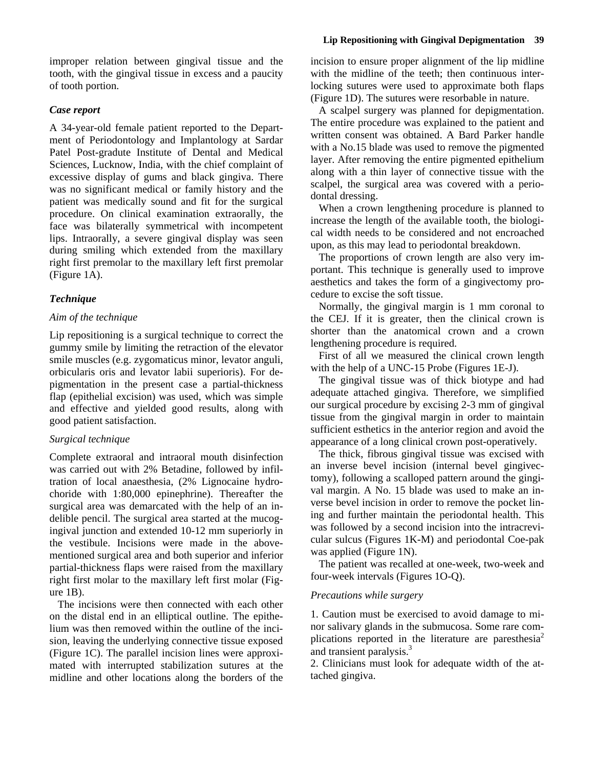improper relation between gingival tissue and the tooth, with the gingival tissue in excess and a paucity of tooth portion.

### *Case report*

A 34-year-old female patient reported to the Department of Periodontology and Implantology at Sardar Patel Post-gradute Institute of Dental and Medical Sciences, Lucknow, India, with the chief complaint of excessive display of gums and black gingiva. There was no significant medical or family history and the patient was medically sound and fit for the surgical procedure. On clinical examination extraorally, the face was bilaterally symmetrical with incompetent lips. Intraorally, a severe gingival display was seen during smiling which extended from the maxillary right first premolar to the maxillary left first premolar (Figure 1A).

### *Technique*

#### *Aim of the technique*

Lip repositioning is a surgical technique to correct the gummy smile by limiting the retraction of the elevator smile muscles (e.g. zygomaticus minor, levator anguli, orbicularis oris and levator labii superioris). For depigmentation in the present case a partial-thickness flap (epithelial excision) was used, which was simple and effective and yielded good results, along with good patient satisfaction.

#### *Surgical technique*

Complete extraoral and intraoral mouth disinfection was carried out with 2% Betadine, followed by infiltration of local anaesthesia, (2% Lignocaine hydrochoride with 1:80,000 epinephrine). Thereafter the surgical area was demarcated with the help of an indelible pencil. The surgical area started at the mucogingival junction and extended 10-12 mm superiorly in the vestibule. Incisions were made in the above-mentioned surgical area and both superior and inferior partial-thickness flaps were raised from the maxillary right first molar to the maxillary left first molar (Figure 1B).

The incisions were then connected with each other on the distal end in an elliptical outline. The epithelium was then removed within the outline of the incision, leaving the underlying connective tissue exposed (Figure 1C). The parallel incision lines were approximated with interrupted stabilization sutures at the midline and other locations along the borders of the incision to ensure proper alignment of the lip midline with the midline of the teeth; then continuous interlocking sutures were used to approximate both flaps (Figure 1D). The sutures were resorbable in nature.

A scalpel surgery was planned for depigmentation. The entire procedure was explained to the patient and written consent was obtained. A Bard Parker handle with a No.15 blade was used to remove the pigmented layer. After removing the entire pigmented epithelium along with a thin layer of connective tissue with the scalpel, the surgical area was covered with a periodontal dressing.

When a crown lengthening procedure is planned to increase the length of the available tooth, the biological width needs to be considered and not encroached upon, as this may lead to periodontal breakdown.

The proportions of crown length are also very important. This technique is generally used to improve aesthetics and takes the form of a gingivectomy procedure to excise the soft tissue.

Normally, the gingival margin is 1 mm coronal to the CEJ. If it is greater, then the clinical crown is shorter than the anatomical crown and a crown lengthening procedure is required.

First of all we measured the clinical crown length with the help of a UNC-15 Probe (Figures 1E-J).

The gingival tissue was of thick biotype and had adequate attached gingiva. Therefore, we simplified our surgical procedure by excising 2-3 mm of gingival tissue from the gingival margin in order to maintain sufficient esthetics in the anterior region and avoid the appearance of a long clinical crown post-operatively.

The thick, fibrous gingival tissue was excised with an inverse bevel incision (internal bevel gingivectomy), following a scalloped pattern around the gingival margin. A No. 15 blade was used to make an inverse bevel incision in order to remove the pocket lining and further maintain the periodontal health. This was followed by a second incision into the intracrevicular sulcus (Figures 1K-M) and periodontal Coe-pak was applied (Figure 1N).

The patient was recalled at one-week, two-week and four-week intervals (Figures 1O-Q).

#### *Precautions while surgery*

1. Caution must be exercised to avoid damage to minor salivary glands in the submucosa. Some rare complications reported in the literature are paresthesia[2] and transient paralysis.[3]
2. Clinicians must look for adequate width of the attached gingiva.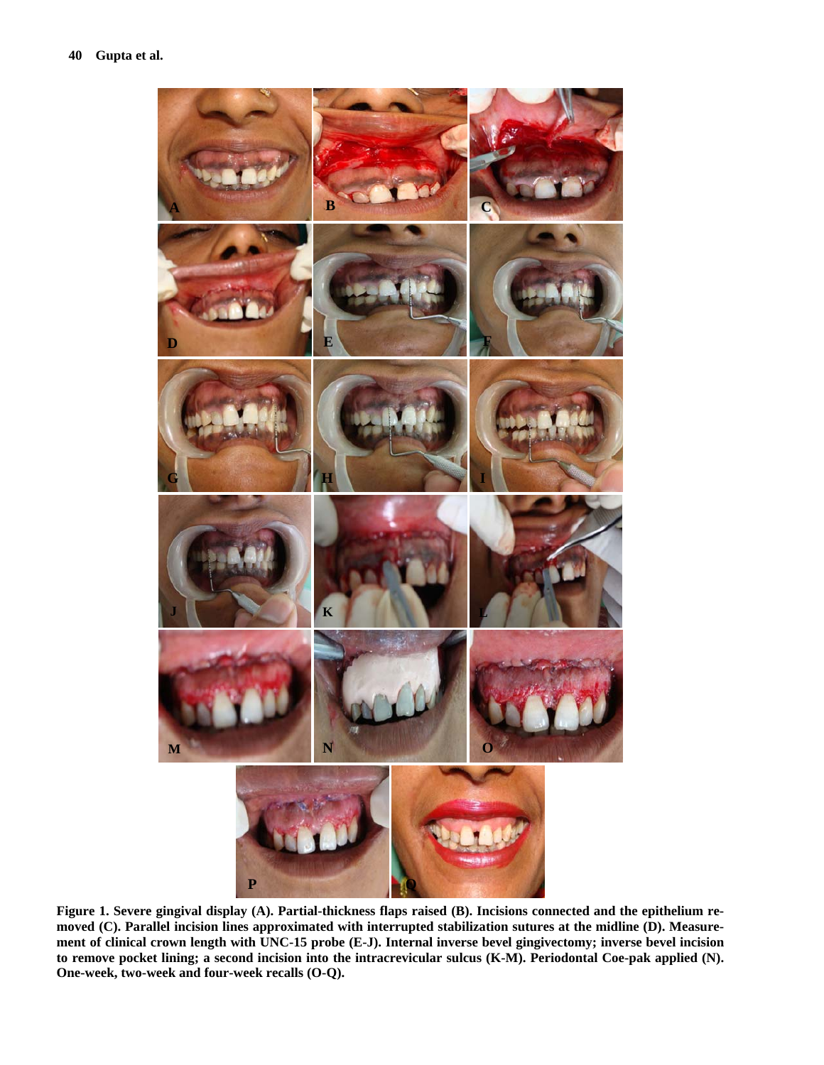**Figure 1. Severe gingival display (A). Partial-thickness flaps raised (B). Incisions connected and the epithelium removed (C). Parallel incision lines approximated with interrupted stabilization sutures at the midline (D). Measurement of clinical crown length with UNC-15 probe (E-J). Internal inverse bevel gingivectomy; inverse bevel incision to remove pocket lining; a second incision into the intracrevicular sulcus (K-M). Periodontal Coe-pak applied (N). One-week, two-week and four-week recalls (O-Q).**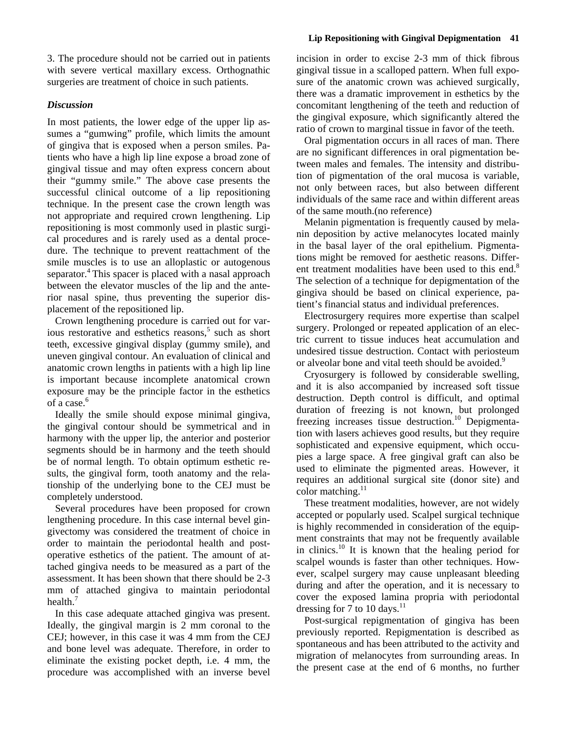3. The procedure should not be carried out in patients with severe vertical maxillary excess. Orthognathic surgeries are treatment of choice in such patients.

### *Discussion*

In most patients, the lower edge of the upper lip assumes a "gumwing" profile, which limits the amount of gingiva that is exposed when a person smiles. Patients who have a high lip line expose a broad zone of gingival tissue and may often express concern about their "gummy smile." The above case presents the successful clinical outcome of a lip repositioning technique. In the present case the crown length was not appropriate and required crown lengthening. Lip repositioning is most commonly used in plastic surgical procedures and is rarely used as a dental procedure. The technique to prevent reattachment of the smile muscles is to use an alloplastic or autogenous separator.[4] This spacer is placed with a nasal approach between the elevator muscles of the lip and the anterior nasal spine, thus preventing the superior displacement of the repositioned lip.

Crown lengthening procedure is carried out for various restorative and esthetics reasons,[5] such as short teeth, excessive gingival display (gummy smile), and uneven gingival contour. An evaluation of clinical and anatomic crown lengths in patients with a high lip line is important because incomplete anatomical crown exposure may be the principle factor in the esthetics of a case.[6]

Ideally the smile should expose minimal gingiva, the gingival contour should be symmetrical and in harmony with the upper lip, the anterior and posterior segments should be in harmony and the teeth should be of normal length. To obtain optimum esthetic results, the gingival form, tooth anatomy and the relationship of the underlying bone to the CEJ must be completely understood.

Several procedures have been proposed for crown lengthening procedure. In this case internal bevel gingivectomy was considered the treatment of choice in order to maintain the periodontal health and postoperative esthetics of the patient. The amount of attached gingiva needs to be measured as a part of the assessment. It has been shown that there should be 2-3 mm of attached gingiva to maintain periodontal health.[7]

In this case adequate attached gingiva was present. Ideally, the gingival margin is 2 mm coronal to the CEJ; however, in this case it was 4 mm from the CEJ and bone level was adequate. Therefore, in order to eliminate the existing pocket depth, i.e. 4 mm, the procedure was accomplished with an inverse bevel incision in order to excise 2-3 mm of thick fibrous gingival tissue in a scalloped pattern. When full exposure of the anatomic crown was achieved surgically, there was a dramatic improvement in esthetics by the concomitant lengthening of the teeth and reduction of the gingival exposure, which significantly altered the ratio of crown to marginal tissue in favor of the teeth.

Oral pigmentation occurs in all races of man. There are no significant differences in oral pigmentation between males and females. The intensity and distribution of pigmentation of the oral mucosa is variable, not only between races, but also between different individuals of the same race and within different areas of the same mouth.(no reference)

Melanin pigmentation is frequently caused by melanin deposition by active melanocytes located mainly in the basal layer of the oral epithelium. Pigmentations might be removed for aesthetic reasons. Different treatment modalities have been used to this end.[8] The selection of a technique for depigmentation of the gingiva should be based on clinical experience, patient's financial status and individual preferences.

Electrosurgery requires more expertise than scalpel surgery. Prolonged or repeated application of an electric current to tissue induces heat accumulation and undesired tissue destruction. Contact with periosteum or alveolar bone and vital teeth should be avoided.[9]

Cryosurgery is followed by considerable swelling, and it is also accompanied by increased soft tissue destruction. Depth control is difficult, and optimal duration of freezing is not known, but prolonged freezing increases tissue destruction.[10] Depigmentation with lasers achieves good results, but they require sophisticated and expensive equipment, which occupies a large space. A free gingival graft can also be used to eliminate the pigmented areas. However, it requires an additional surgical site (donor site) and color matching.[11]

These treatment modalities, however, are not widely accepted or popularly used. Scalpel surgical technique is highly recommended in consideration of the equipment constraints that may not be frequently available in clinics.[10] It is known that the healing period for scalpel wounds is faster than other techniques. However, scalpel surgery may cause unpleasant bleeding during and after the operation, and it is necessary to cover the exposed lamina propria with periodontal dressing for 7 to 10 days.[11]

Post-surgical repigmentation of gingiva has been previously reported. Repigmentation is described as spontaneous and has been attributed to the activity and migration of melanocytes from surrounding areas. In the present case at the end of 6 months, no further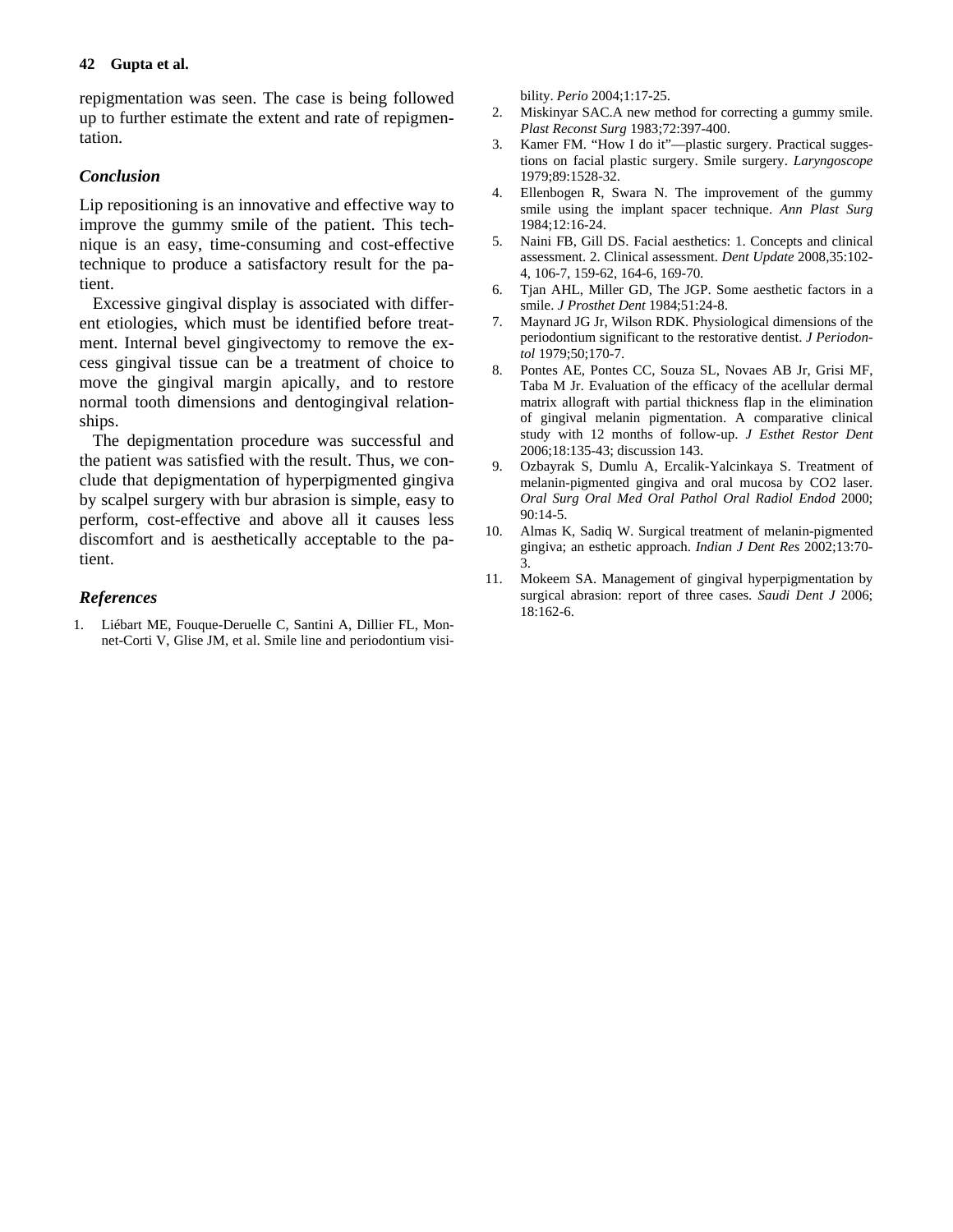repigmentation was seen. The case is being followed up to further estimate the extent and rate of repigmentation.

### *Conclusion*

Lip repositioning is an innovative and effective way to improve the gummy smile of the patient. This technique is an easy, time-consuming and cost-effective technique to produce a satisfactory result for the patient.

Excessive gingival display is associated with different etiologies, which must be identified before treatment. Internal bevel gingivectomy to remove the excess gingival tissue can be a treatment of choice to move the gingival margin apically, and to restore normal tooth dimensions and dentogingival relationships.

The depigmentation procedure was successful and the patient was satisfied with the result. Thus, we conclude that depigmentation of hyperpigmented gingiva by scalpel surgery with bur abrasion is simple, easy to perform, cost-effective and above all it causes less discomfort and is aesthetically acceptable to the patient.

### *References*

1. Liébart ME, Fouque-Deruelle C, Santini A, Dillier FL, Monnet-Corti V, Glise JM, et al. Smile line and periodontium visibility. *Perio* 2004;1:17-25.
2. Miskinyar SAC.A new method for correcting a gummy smile. *Plast Reconst Surg* 1983;72:397-400.
3. Kamer FM. "How I do it"—plastic surgery. Practical suggestions on facial plastic surgery. Smile surgery. *Laryngoscope* 1979;89:1528-32.
4. Ellenbogen R, Swara N. The improvement of the gummy smile using the implant spacer technique. *Ann Plast Surg* 1984;12:16-24.
5. Naini FB, Gill DS. Facial aesthetics: 1. Concepts and clinical assessment. 2. Clinical assessment. *Dent Update* 2008,35:102-4, 106-7, 159-62, 164-6, 169-70.
6. Tjan AHL, Miller GD, The JGP. Some aesthetic factors in a smile. *J Prosthet Dent* 1984;51:24-8.
7. Maynard JG Jr, Wilson RDK. Physiological dimensions of the periodontium significant to the restorative dentist. *J Periodontol* 1979;50;170-7.
8. Pontes AE, Pontes CC, Souza SL, Novaes AB Jr, Grisi MF, Taba M Jr. Evaluation of the efficacy of the acellular dermal matrix allograft with partial thickness flap in the elimination of gingival melanin pigmentation. A comparative clinical study with 12 months of follow-up. *J Esthet Restor Dent* 2006;18:135-43; discussion 143.
9. Ozbayrak S, Dumlu A, Ercalik-Yalcinkaya S. Treatment of melanin-pigmented gingiva and oral mucosa by CO2 laser. *Oral Surg Oral Med Oral Pathol Oral Radiol Endod* 2000; 90:14-5.
10. Almas K, Sadiq W. Surgical treatment of melanin-pigmented gingiva; an esthetic approach. *Indian J Dent Res* 2002;13:70-3.
11. Mokeem SA. Management of gingival hyperpigmentation by surgical abrasion: report of three cases. *Saudi Dent J* 2006; 18:162-6.